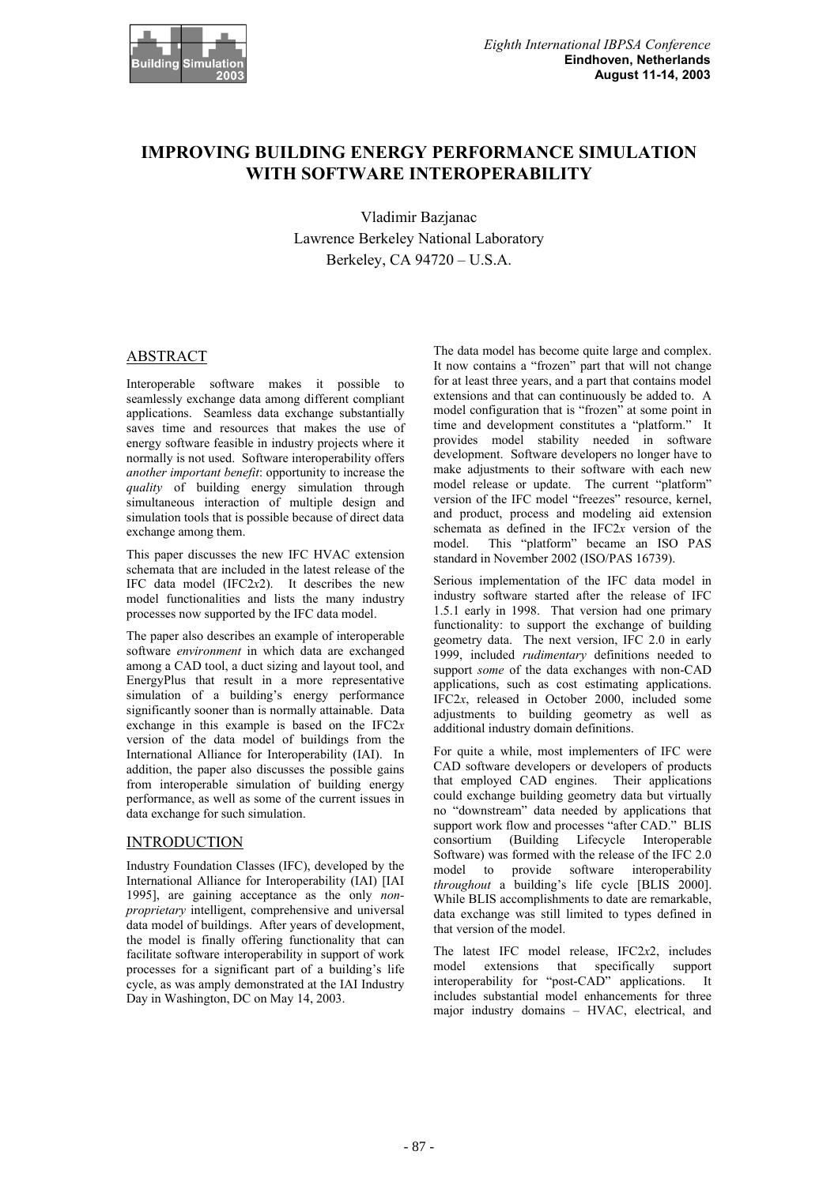# IMPROVING BUILDING ENERGY PERFORMANCE SIMULATION WITH SOFTWARE INTEROPERABILITY

Vladimir Bazjanac
Lawrence Berkeley National Laboratory
Berkeley, CA 94720 – U.S.A.

## ABSTRACT

Interoperable software makes it possible to seamlessly exchange data among different compliant applications. Seamless data exchange substantially saves time and resources that makes the use of energy software feasible in industry projects where it normally is not used. Software interoperability offers *another important benefit*: opportunity to increase the *quality* of building energy simulation through simultaneous interaction of multiple design and simulation tools that is possible because of direct data exchange among them.

This paper discusses the new IFC HVAC extension schemata that are included in the latest release of the IFC data model (IFC2*x*2). It describes the new model functionalities and lists the many industry processes now supported by the IFC data model.

The paper also describes an example of interoperable software *environment* in which data are exchanged among a CAD tool, a duct sizing and layout tool, and EnergyPlus that result in a more representative simulation of a building's energy performance significantly sooner than is normally attainable. Data exchange in this example is based on the IFC2*x* version of the data model of buildings from the International Alliance for Interoperability (IAI). In addition, the paper also discusses the possible gains from interoperable simulation of building energy performance, as well as some of the current issues in data exchange for such simulation.

## INTRODUCTION

Industry Foundation Classes (IFC), developed by the International Alliance for Interoperability (IAI) [IAI 1995], are gaining acceptance as the only *non-proprietary* intelligent, comprehensive and universal data model of buildings. After years of development, the model is finally offering functionality that can facilitate software interoperability in support of work processes for a significant part of a building's life cycle, as was amply demonstrated at the IAI Industry Day in Washington, DC on May 14, 2003.

The data model has become quite large and complex. It now contains a "frozen" part that will not change for at least three years, and a part that contains model extensions and that can continuously be added to. A model configuration that is "frozen" at some point in time and development constitutes a "platform." It provides model stability needed in software development. Software developers no longer have to make adjustments to their software with each new model release or update. The current "platform" version of the IFC model "freezes" resource, kernel, and product, process and modeling aid extension schemata as defined in the IFC2*x* version of the model. This "platform" became an ISO PAS standard in November 2002 (ISO/PAS 16739).

Serious implementation of the IFC data model in industry software started after the release of IFC 1.5.1 early in 1998. That version had one primary functionality: to support the exchange of building geometry data. The next version, IFC 2.0 in early 1999, included *rudimentary* definitions needed to support *some* of the data exchanges with non-CAD applications, such as cost estimating applications. IFC2*x*, released in October 2000, included some adjustments to building geometry as well as additional industry domain definitions.

For quite a while, most implementers of IFC were CAD software developers or developers of products that employed CAD engines. Their applications could exchange building geometry data but virtually no "downstream" data needed by applications that support work flow and processes "after CAD." BLIS consortium (Building Lifecycle Interoperable Software) was formed with the release of the IFC 2.0 model to provide software interoperability *throughout* a building's life cycle [BLIS 2000]. While BLIS accomplishments to date are remarkable, data exchange was still limited to types defined in that version of the model.

The latest IFC model release, IFC2*x*2, includes model extensions that specifically support interoperability for "post-CAD" applications. It includes substantial model enhancements for three major industry domains – HVAC, electrical, and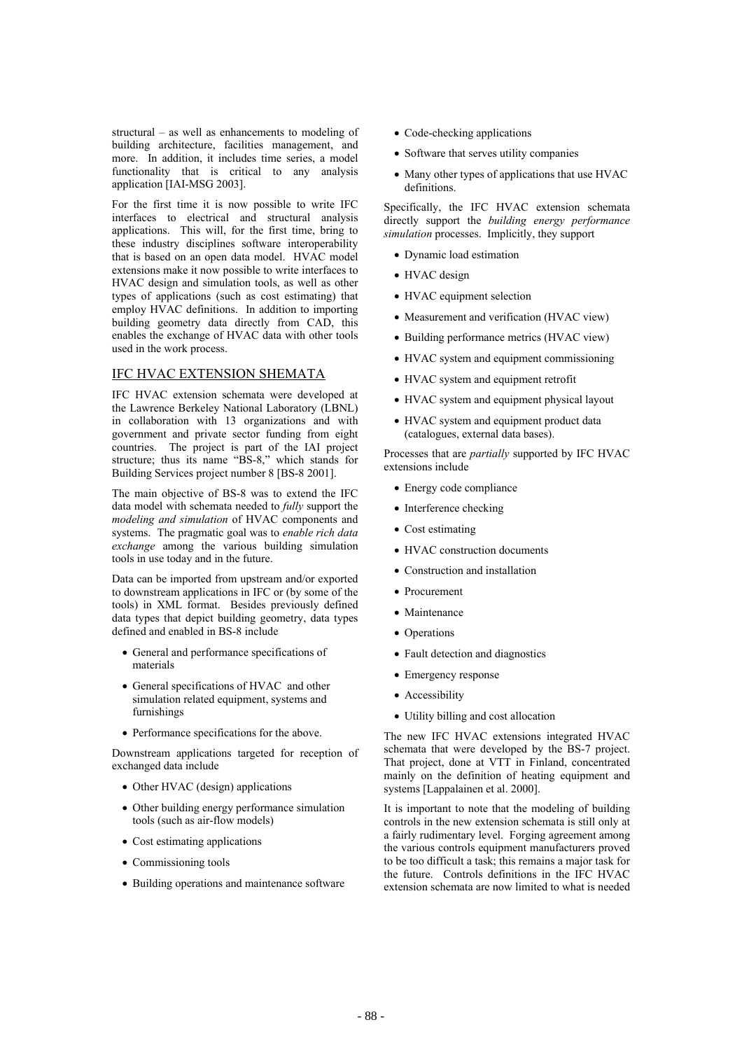structural – as well as enhancements to modeling of building architecture, facilities management, and more. In addition, it includes time series, a model functionality that is critical to any analysis application [IAI-MSG 2003].

For the first time it is now possible to write IFC interfaces to electrical and structural analysis applications. This will, for the first time, bring to these industry disciplines software interoperability that is based on an open data model. HVAC model extensions make it now possible to write interfaces to HVAC design and simulation tools, as well as other types of applications (such as cost estimating) that employ HVAC definitions. In addition to importing building geometry data directly from CAD, this enables the exchange of HVAC data with other tools used in the work process.

## IFC HVAC EXTENSION SHEMATA

IFC HVAC extension schemata were developed at the Lawrence Berkeley National Laboratory (LBNL) in collaboration with 13 organizations and with government and private sector funding from eight countries. The project is part of the IAI project structure; thus its name "BS-8," which stands for Building Services project number 8 [BS-8 2001].

The main objective of BS-8 was to extend the IFC data model with schemata needed to *fully* support the *modeling and simulation* of HVAC components and systems. The pragmatic goal was to *enable rich data exchange* among the various building simulation tools in use today and in the future.

Data can be imported from upstream and/or exported to downstream applications in IFC or (by some of the tools) in XML format. Besides previously defined data types that depict building geometry, data types defined and enabled in BS-8 include

- General and performance specifications of materials
- General specifications of HVAC and other simulation related equipment, systems and furnishings
- Performance specifications for the above.

Downstream applications targeted for reception of exchanged data include

- Other HVAC (design) applications
- Other building energy performance simulation tools (such as air-flow models)
- Cost estimating applications
- Commissioning tools
- Building operations and maintenance software
- Code-checking applications
- Software that serves utility companies
- Many other types of applications that use HVAC definitions.

Specifically, the IFC HVAC extension schemata directly support the *building energy performance simulation* processes. Implicitly, they support

- Dynamic load estimation
- HVAC design
- HVAC equipment selection
- Measurement and verification (HVAC view)
- Building performance metrics (HVAC view)
- HVAC system and equipment commissioning
- HVAC system and equipment retrofit
- HVAC system and equipment physical layout
- HVAC system and equipment product data (catalogues, external data bases).

Processes that are *partially* supported by IFC HVAC extensions include

- Energy code compliance
- Interference checking
- Cost estimating
- HVAC construction documents
- Construction and installation
- Procurement
- Maintenance
- Operations
- Fault detection and diagnostics
- Emergency response
- Accessibility
- Utility billing and cost allocation

The new IFC HVAC extensions integrated HVAC schemata that were developed by the BS-7 project. That project, done at VTT in Finland, concentrated mainly on the definition of heating equipment and systems [Lappalainen et al. 2000].

It is important to note that the modeling of building controls in the new extension schemata is still only at a fairly rudimentary level. Forging agreement among the various controls equipment manufacturers proved to be too difficult a task; this remains a major task for the future. Controls definitions in the IFC HVAC extension schemata are now limited to what is needed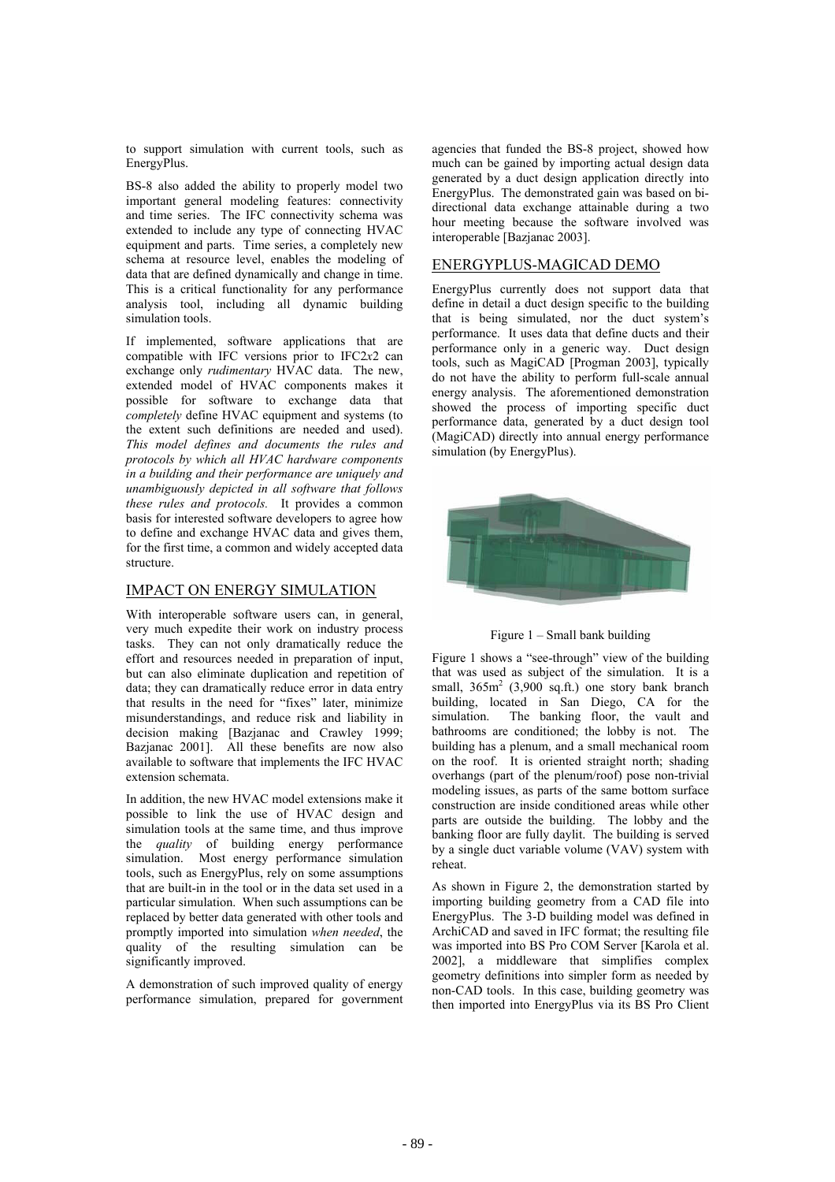to support simulation with current tools, such as EnergyPlus.

BS-8 also added the ability to properly model two important general modeling features: connectivity and time series. The IFC connectivity schema was extended to include any type of connecting HVAC equipment and parts. Time series, a completely new schema at resource level, enables the modeling of data that are defined dynamically and change in time. This is a critical functionality for any performance analysis tool, including all dynamic building simulation tools.

If implemented, software applications that are compatible with IFC versions prior to IFC2*x*2 can exchange only *rudimentary* HVAC data. The new, extended model of HVAC components makes it possible for software to exchange data that *completely* define HVAC equipment and systems (to the extent such definitions are needed and used). *This model defines and documents the rules and protocols by which all HVAC hardware components in a building and their performance are uniquely and unambiguously depicted in all software that follows these rules and protocols.* It provides a common basis for interested software developers to agree how to define and exchange HVAC data and gives them, for the first time, a common and widely accepted data structure.

## IMPACT ON ENERGY SIMULATION

With interoperable software users can, in general, very much expedite their work on industry process tasks. They can not only dramatically reduce the effort and resources needed in preparation of input, but can also eliminate duplication and repetition of data; they can dramatically reduce error in data entry that results in the need for "fixes" later, minimize misunderstandings, and reduce risk and liability in decision making [Bazjanac and Crawley 1999; Bazjanac 2001]. All these benefits are now also available to software that implements the IFC HVAC extension schemata.

In addition, the new HVAC model extensions make it possible to link the use of HVAC design and simulation tools at the same time, and thus improve the *quality* of building energy performance simulation. Most energy performance simulation tools, such as EnergyPlus, rely on some assumptions that are built-in in the tool or in the data set used in a particular simulation. When such assumptions can be replaced by better data generated with other tools and promptly imported into simulation *when needed*, the quality of the resulting simulation can be significantly improved.

A demonstration of such improved quality of energy performance simulation, prepared for government agencies that funded the BS-8 project, showed how much can be gained by importing actual design data generated by a duct design application directly into EnergyPlus. The demonstrated gain was based on bi-directional data exchange attainable during a two hour meeting because the software involved was interoperable [Bazjanac 2003].

## ENERGYPLUS-MAGICAD DEMO

EnergyPlus currently does not support data that define in detail a duct design specific to the building that is being simulated, nor the duct system's performance. It uses data that define ducts and their performance only in a generic way. Duct design tools, such as MagiCAD [Progman 2003], typically do not have the ability to perform full-scale annual energy analysis. The aforementioned demonstration showed the process of importing specific duct performance data, generated by a duct design tool (MagiCAD) directly into annual energy performance simulation (by EnergyPlus).

Figure 1 – Small bank building

Figure 1 shows a "see-through" view of the building that was used as subject of the simulation. It is a small, $365m^2$ (3,900 sq.ft.) one story bank branch building, located in San Diego, CA for the simulation. The banking floor, the vault and bathrooms are conditioned; the lobby is not. The building has a plenum, and a small mechanical room on the roof. It is oriented straight north; shading overhangs (part of the plenum/roof) pose non-trivial modeling issues, as parts of the same bottom surface construction are inside conditioned areas while other parts are outside the building. The lobby and the banking floor are fully daylit. The building is served by a single duct variable volume (VAV) system with reheat.

As shown in Figure 2, the demonstration started by importing building geometry from a CAD file into EnergyPlus. The 3-D building model was defined in ArchiCAD and saved in IFC format; the resulting file was imported into BS Pro COM Server [Karola et al. 2002], a middleware that simplifies complex geometry definitions into simpler form as needed by non-CAD tools. In this case, building geometry was then imported into EnergyPlus via its BS Pro Client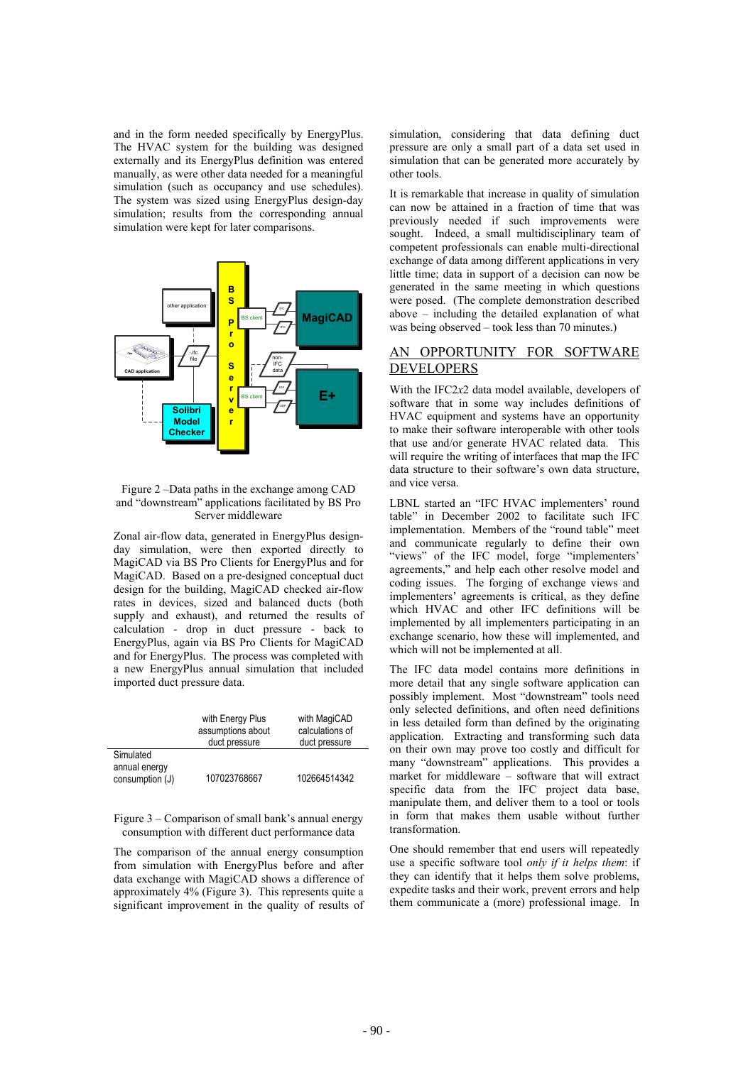and in the form needed specifically by EnergyPlus. The HVAC system for the building was designed externally and its EnergyPlus definition was entered manually, as were other data needed for a meaningful simulation (such as occupancy and use schedules). The system was sized using EnergyPlus design-day simulation; results from the corresponding annual simulation were kept for later comparisons.

Figure 2 –Data paths in the exchange among CAD and "downstream" applications facilitated by BS Pro Server middleware

Zonal air-flow data, generated in EnergyPlus design-day simulation, were then exported directly to MagiCAD via BS Pro Clients for EnergyPlus and for MagiCAD. Based on a pre-designed conceptual duct design for the building, MagiCAD checked air-flow rates in devices, sized and balanced ducts (both supply and exhaust), and returned the results of calculation - drop in duct pressure - back to EnergyPlus, again via BS Pro Clients for MagiCAD and for EnergyPlus. The process was completed with a new EnergyPlus annual simulation that included imported duct pressure data.

| | with Energy Plus assumptions about duct pressure | with MagiCAD calculations of duct pressure |
|---|---|---|
| Simulated annual energy consumption (J) | 107023768667 | 102664514342 |

Figure 3 – Comparison of small bank's annual energy consumption with different duct performance data

The comparison of the annual energy consumption from simulation with EnergyPlus before and after data exchange with MagiCAD shows a difference of approximately 4% (Figure 3). This represents quite a significant improvement in the quality of results of simulation, considering that data defining duct pressure are only a small part of a data set used in simulation that can be generated more accurately by other tools.

It is remarkable that increase in quality of simulation can now be attained in a fraction of time that was previously needed if such improvements were sought. Indeed, a small multidisciplinary team of competent professionals can enable multi-directional exchange of data among different applications in very little time; data in support of a decision can now be generated in the same meeting in which questions were posed. (The complete demonstration described above – including the detailed explanation of what was being observed – took less than 70 minutes.)

## AN OPPORTUNITY FOR SOFTWARE DEVELOPERS

With the IFC2*x*2 data model available, developers of software that in some way includes definitions of HVAC equipment and systems have an opportunity to make their software interoperable with other tools that use and/or generate HVAC related data. This will require the writing of interfaces that map the IFC data structure to their software's own data structure, and vice versa.

LBNL started an "IFC HVAC implementers' round table" in December 2002 to facilitate such IFC implementation. Members of the "round table" meet and communicate regularly to define their own "views" of the IFC model, forge "implementers' agreements," and help each other resolve model and coding issues. The forging of exchange views and implementers' agreements is critical, as they define which HVAC and other IFC definitions will be implemented by all implementers participating in an exchange scenario, how these will implemented, and which will not be implemented at all.

The IFC data model contains more definitions in more detail that any single software application can possibly implement. Most "downstream" tools need only selected definitions, and often need definitions in less detailed form than defined by the originating application. Extracting and transforming such data on their own may prove too costly and difficult for many "downstream" applications. This provides a market for middleware – software that will extract specific data from the IFC project data base, manipulate them, and deliver them to a tool or tools in form that makes them usable without further transformation.

One should remember that end users will repeatedly use a specific software tool *only if it helps them*: if they can identify that it helps them solve problems, expedite tasks and their work, prevent errors and help them communicate a (more) professional image. In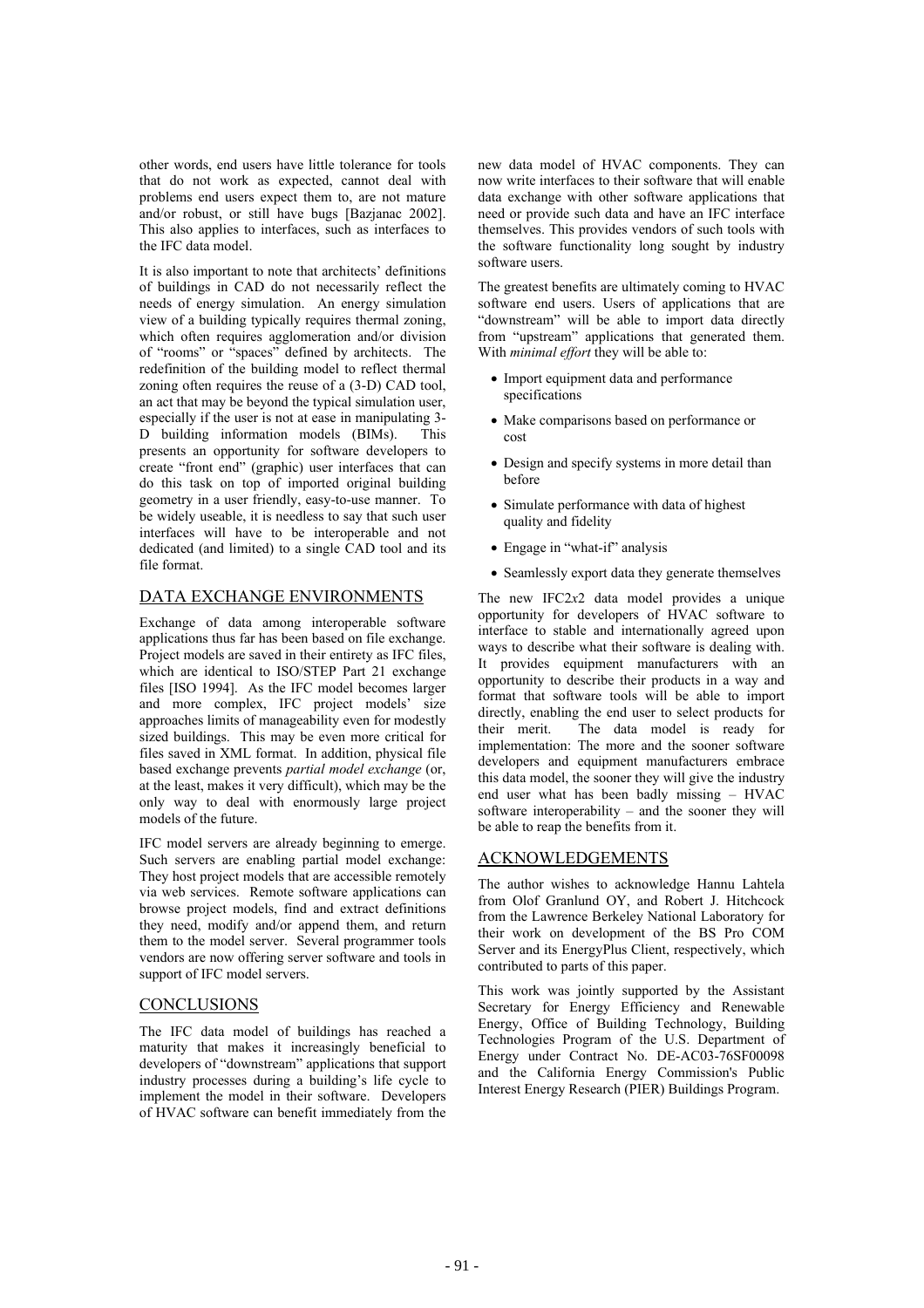other words, end users have little tolerance for tools that do not work as expected, cannot deal with problems end users expect them to, are not mature and/or robust, or still have bugs [Bazjanac 2002]. This also applies to interfaces, such as interfaces to the IFC data model.

It is also important to note that architects' definitions of buildings in CAD do not necessarily reflect the needs of energy simulation. An energy simulation view of a building typically requires thermal zoning, which often requires agglomeration and/or division of "rooms" or "spaces" defined by architects. The redefinition of the building model to reflect thermal zoning often requires the reuse of a (3-D) CAD tool, an act that may be beyond the typical simulation user, especially if the user is not at ease in manipulating 3-D building information models (BIMs). This presents an opportunity for software developers to create "front end" (graphic) user interfaces that can do this task on top of imported original building geometry in a user friendly, easy-to-use manner. To be widely useable, it is needless to say that such user interfaces will have to be interoperable and not dedicated (and limited) to a single CAD tool and its file format.

## DATA EXCHANGE ENVIRONMENTS

Exchange of data among interoperable software applications thus far has been based on file exchange. Project models are saved in their entirety as IFC files, which are identical to ISO/STEP Part 21 exchange files [ISO 1994]. As the IFC model becomes larger and more complex, IFC project models' size approaches limits of manageability even for modestly sized buildings. This may be even more critical for files saved in XML format. In addition, physical file based exchange prevents *partial model exchange* (or, at the least, makes it very difficult), which may be the only way to deal with enormously large project models of the future.

IFC model servers are already beginning to emerge. Such servers are enabling partial model exchange: They host project models that are accessible remotely via web services. Remote software applications can browse project models, find and extract definitions they need, modify and/or append them, and return them to the model server. Several programmer tools vendors are now offering server software and tools in support of IFC model servers.

## CONCLUSIONS

The IFC data model of buildings has reached a maturity that makes it increasingly beneficial to developers of "downstream" applications that support industry processes during a building's life cycle to implement the model in their software. Developers of HVAC software can benefit immediately from the new data model of HVAC components. They can now write interfaces to their software that will enable data exchange with other software applications that need or provide such data and have an IFC interface themselves. This provides vendors of such tools with the software functionality long sought by industry software users.

The greatest benefits are ultimately coming to HVAC software end users. Users of applications that are "downstream" will be able to import data directly from "upstream" applications that generated them. With *minimal effort* they will be able to:

- Import equipment data and performance specifications
- Make comparisons based on performance or cost
- Design and specify systems in more detail than before
- Simulate performance with data of highest quality and fidelity
- Engage in "what-if" analysis
- Seamlessly export data they generate themselves

The new IFC2*x*2 data model provides a unique opportunity for developers of HVAC software to interface to stable and internationally agreed upon ways to describe what their software is dealing with. It provides equipment manufacturers with an opportunity to describe their products in a way and format that software tools will be able to import directly, enabling the end user to select products for their merit. The data model is ready for implementation: The more and the sooner software developers and equipment manufacturers embrace this data model, the sooner they will give the industry end user what has been badly missing – HVAC software interoperability – and the sooner they will be able to reap the benefits from it.

## ACKNOWLEDGEMENTS

The author wishes to acknowledge Hannu Lahtela from Olof Granlund OY, and Robert J. Hitchcock from the Lawrence Berkeley National Laboratory for their work on development of the BS Pro COM Server and its EnergyPlus Client, respectively, which contributed to parts of this paper.

This work was jointly supported by the Assistant Secretary for Energy Efficiency and Renewable Energy, Office of Building Technology, Building Technologies Program of the U.S. Department of Energy under Contract No. DE-AC03-76SF00098 and the California Energy Commission's Public Interest Energy Research (PIER) Buildings Program.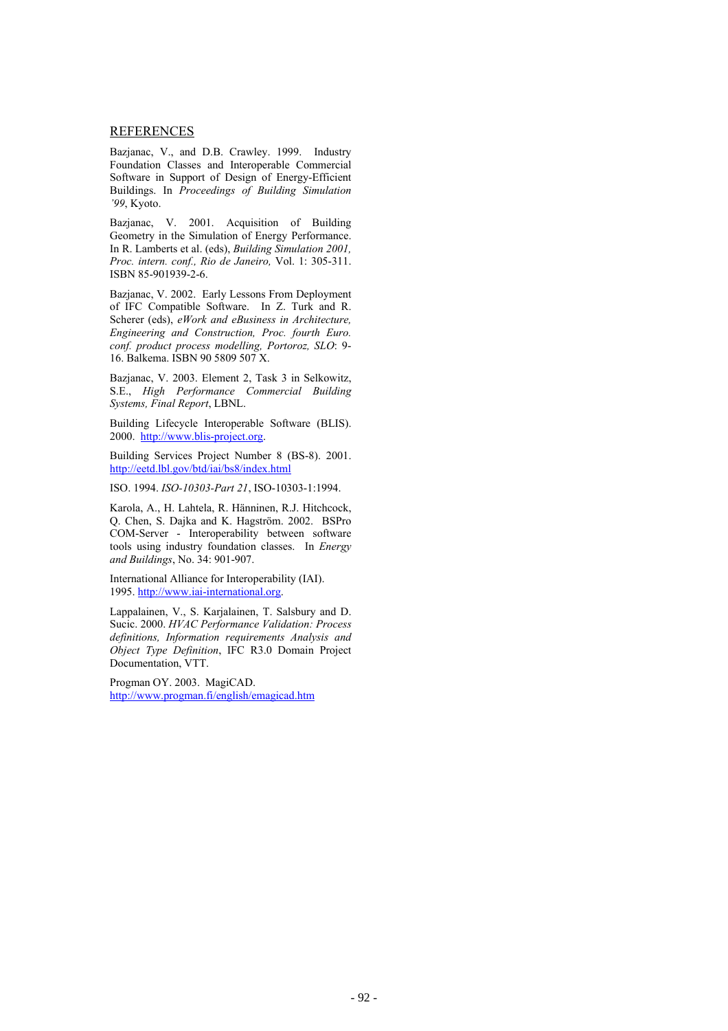## REFERENCES

Bazjanac, V., and D.B. Crawley. 1999. Industry Foundation Classes and Interoperable Commercial Software in Support of Design of Energy-Efficient Buildings. In *Proceedings of Building Simulation '99*, Kyoto.

Bazjanac, V. 2001. Acquisition of Building Geometry in the Simulation of Energy Performance. In R. Lamberts et al. (eds), *Building Simulation 2001, Proc. intern. conf., Rio de Janeiro,* Vol. 1: 305-311. ISBN 85-901939-2-6.

Bazjanac, V. 2002. Early Lessons From Deployment of IFC Compatible Software. In Z. Turk and R. Scherer (eds), *eWork and eBusiness in Architecture, Engineering and Construction, Proc. fourth Euro. conf. product process modelling, Portoroz, SLO*: 9-16. Balkema. ISBN 90 5809 507 X.

Bazjanac, V. 2003. Element 2, Task 3 in Selkowitz, S.E., *High Performance Commercial Building Systems, Final Report*, LBNL.

Building Lifecycle Interoperable Software (BLIS). 2000. http://www.blis-project.org.

Building Services Project Number 8 (BS-8). 2001. http://eetd.lbl.gov/btd/iai/bs8/index.html

ISO. 1994. *ISO-10303-Part 21*, ISO-10303-1:1994.

Karola, A., H. Lahtela, R. Hänninen, R.J. Hitchcock, Q. Chen, S. Dajka and K. Hagström. 2002. BSPro COM-Server - Interoperability between software tools using industry foundation classes. In *Energy and Buildings*, No. 34: 901-907.

International Alliance for Interoperability (IAI). 1995. http://www.iai-international.org.

Lappalainen, V., S. Karjalainen, T. Salsbury and D. Sucic. 2000. *HVAC Performance Validation: Process definitions, Information requirements Analysis and Object Type Definition*, IFC R3.0 Domain Project Documentation, VTT.

Progman OY. 2003. MagiCAD. http://www.progman.fi/english/emagicad.htm